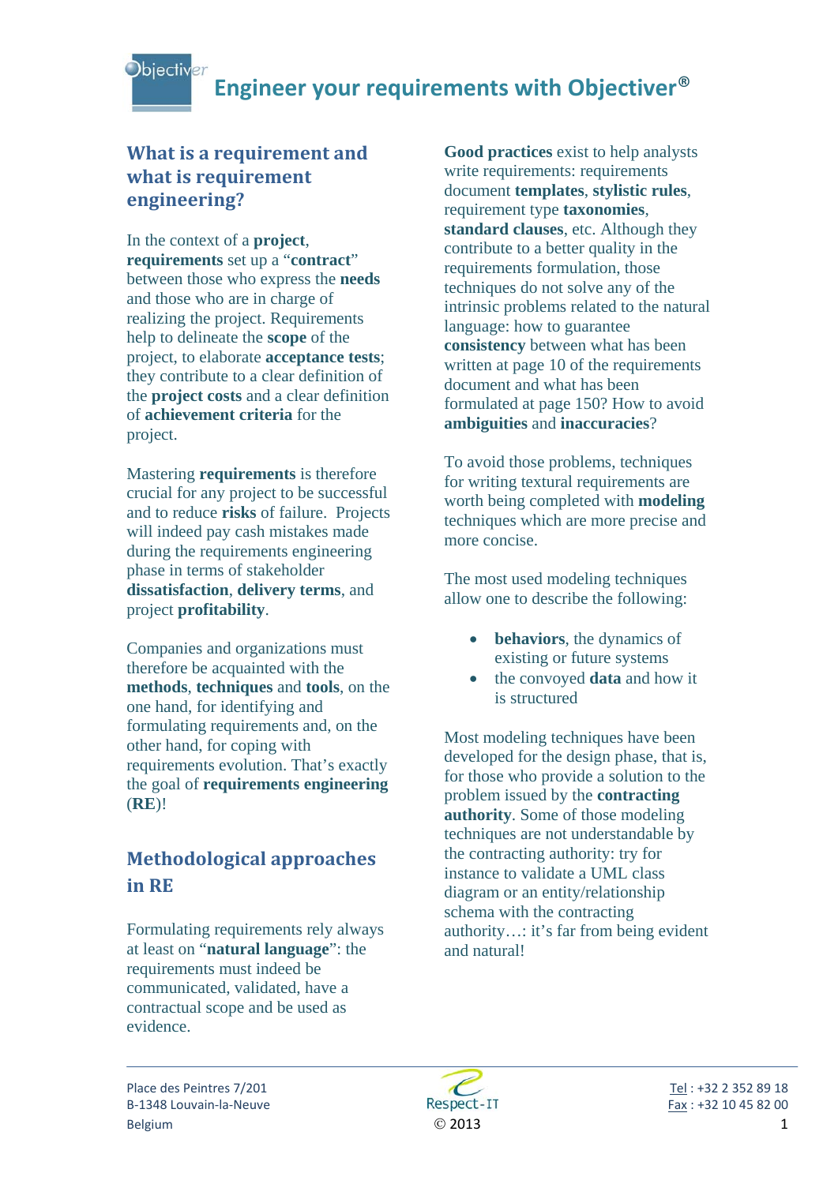# Engineer your requirements with Objectiver®

## What is a requirement and what is requirement engineering?

In the context of a **project**, **requirements** set up a "**contract**" between those who express the **needs** and those who are in charge of realizing the project. Requirements help to delineate the **scope** of the project, to elaborate **acceptance tests**; they contribute to a clear definition of the **project costs** and a clear definition of **achievement criteria** for the project.

Mastering **requirements** is therefore crucial for any project to be successful and to reduce **risks** of failure. Projects will indeed pay cash mistakes made during the requirements engineering phase in terms of stakeholder **dissatisfaction**, **delivery terms**, and project **profitability**.

Companies and organizations must therefore be acquainted with the **methods**, **techniques** and **tools**, on the one hand, for identifying and formulating requirements and, on the other hand, for coping with requirements evolution. That's exactly the goal of **requirements engineering** (**RE**)!

## Methodological approaches in RE

Formulating requirements rely always at least on "**natural language**": the requirements must indeed be communicated, validated, have a contractual scope and be used as evidence.

**Good practices** exist to help analysts write requirements: requirements document **templates**, **stylistic rules**, requirement type **taxonomies**, **standard clauses**, etc. Although they contribute to a better quality in the requirements formulation, those techniques do not solve any of the intrinsic problems related to the natural language: how to guarantee **consistency** between what has been written at page 10 of the requirements document and what has been formulated at page 150? How to avoid **ambiguities** and **inaccuracies**?

To avoid those problems, techniques for writing textual requirements are worth being completed with **modeling** techniques which are more precise and more concise.

The most used modeling techniques allow one to describe the following:

- **behaviors**, the dynamics of existing or future systems
- the conveyed **data** and how it is structured

Most modeling techniques have been developed for the design phase, that is, for those who provide a solution to the problem issued by the **contracting authority**. Some of those modeling techniques are not understandable by the contracting authority: try for instance to validate a UML class diagram or an entity/relationship schema with the contracting authority…: it's far from being evident and natural!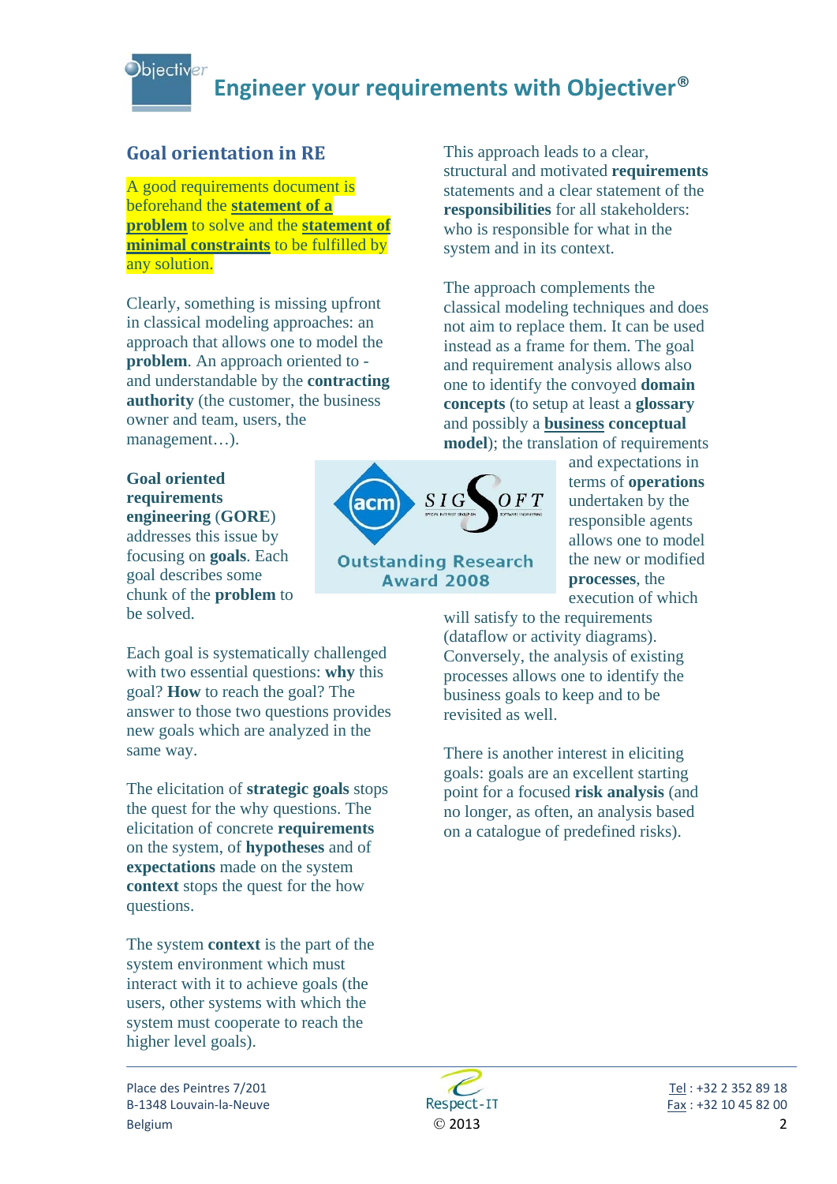## Goal orientation in RE

A good requirements document is beforehand the **statement of a problem** to solve and the **statement of minimal constraints** to be fulfilled by any solution.

Clearly, something is missing upfront in classical modeling approaches: an approach that allows one to model the **problem**. An approach oriented to - and understandable by the **contracting authority** (the customer, the business owner and team, users, the management…).

**Goal oriented requirements engineering** (**GORE**) addresses this issue by focusing on **goals**. Each goal describes some chunk of the **problem** to be solved.

Each goal is systematically challenged with two essential questions: **why** this goal? **How** to reach the goal? The answer to those two questions provides new goals which are analyzed in the same way.

The elicitation of **strategic goals** stops the quest for the why questions. The elicitation of concrete **requirements** on the system, of **hypotheses** and of **expectations** made on the system **context** stops the quest for the how questions.

The system **context** is the part of the system environment which must interact with it to achieve goals (the users, other systems with which the system must cooperate to reach the higher level goals).

This approach leads to a clear, structural and motivated **requirements** statements and a clear statement of the **responsibilities** for all stakeholders: who is responsible for what in the system and in its context.

The approach complements the classical modeling techniques and does not aim to replace them. It can be used instead as a frame for them. The goal and requirement analysis allows also one to identify the convoyed **domain concepts** (to setup at least a **glossary** and possibly a **business conceptual model**); the translation of requirements and expectations in terms of **operations** undertaken by the responsible agents allows one to model the new or modified **processes**, the execution of which will satisfy to the requirements (dataflow or activity diagrams). Conversely, the analysis of existing processes allows one to identify the business goals to keep and to be revisited as well.

There is another interest in eliciting goals: goals are an excellent starting point for a focused **risk analysis** (and no longer, as often, an analysis based on a catalogue of predefined risks).

ACM SIGSOFT Outstanding Research Award 2008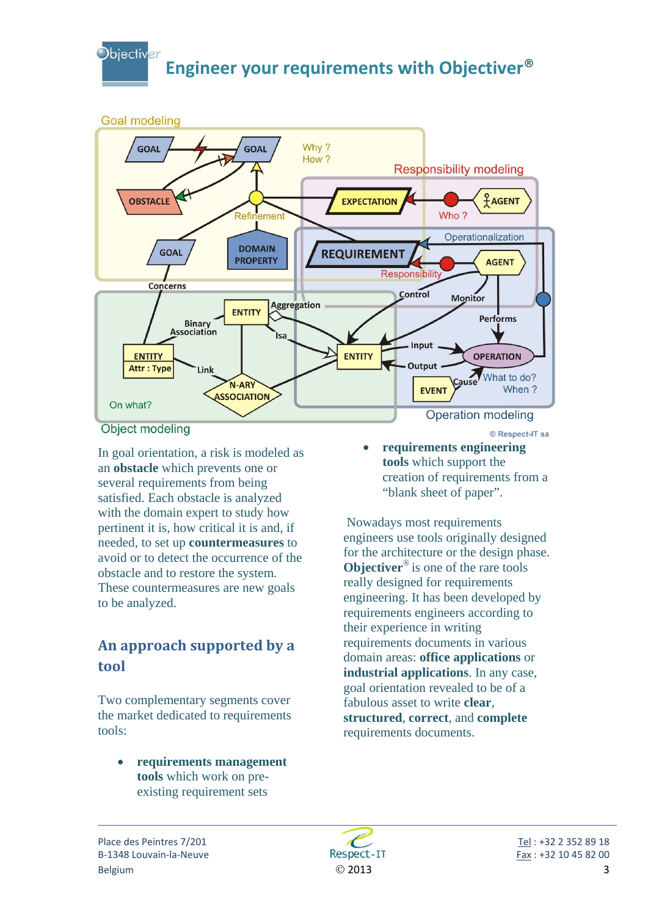In goal orientation, a risk is modeled as an **obstacle** which prevents one or several requirements from being satisfied. Each obstacle is analyzed with the domain expert to study how pertinent it is, how critical it is and, if needed, to set up **countermeasures** to avoid or to detect the occurrence of the obstacle and to restore the system. These countermeasures are new goals to be analyzed.

## An approach supported by a tool

Two complementary segments cover the market dedicated to requirements tools:

- **requirements management tools** which work on pre-existing requirement sets
- **requirements engineering tools** which support the creation of requirements from a "blank sheet of paper".

Nowadays most requirements engineers use tools originally designed for the architecture or the design phase. **Objectiver**® is one of the rare tools really designed for requirements engineering. It has been developed by requirements engineers according to their experience in writing requirements documents in various domain areas: **office applications** or **industrial applications**. In any case, goal orientation revealed to be of a fabulous asset to write **clear**, **structured**, **correct**, and **complete** requirements documents.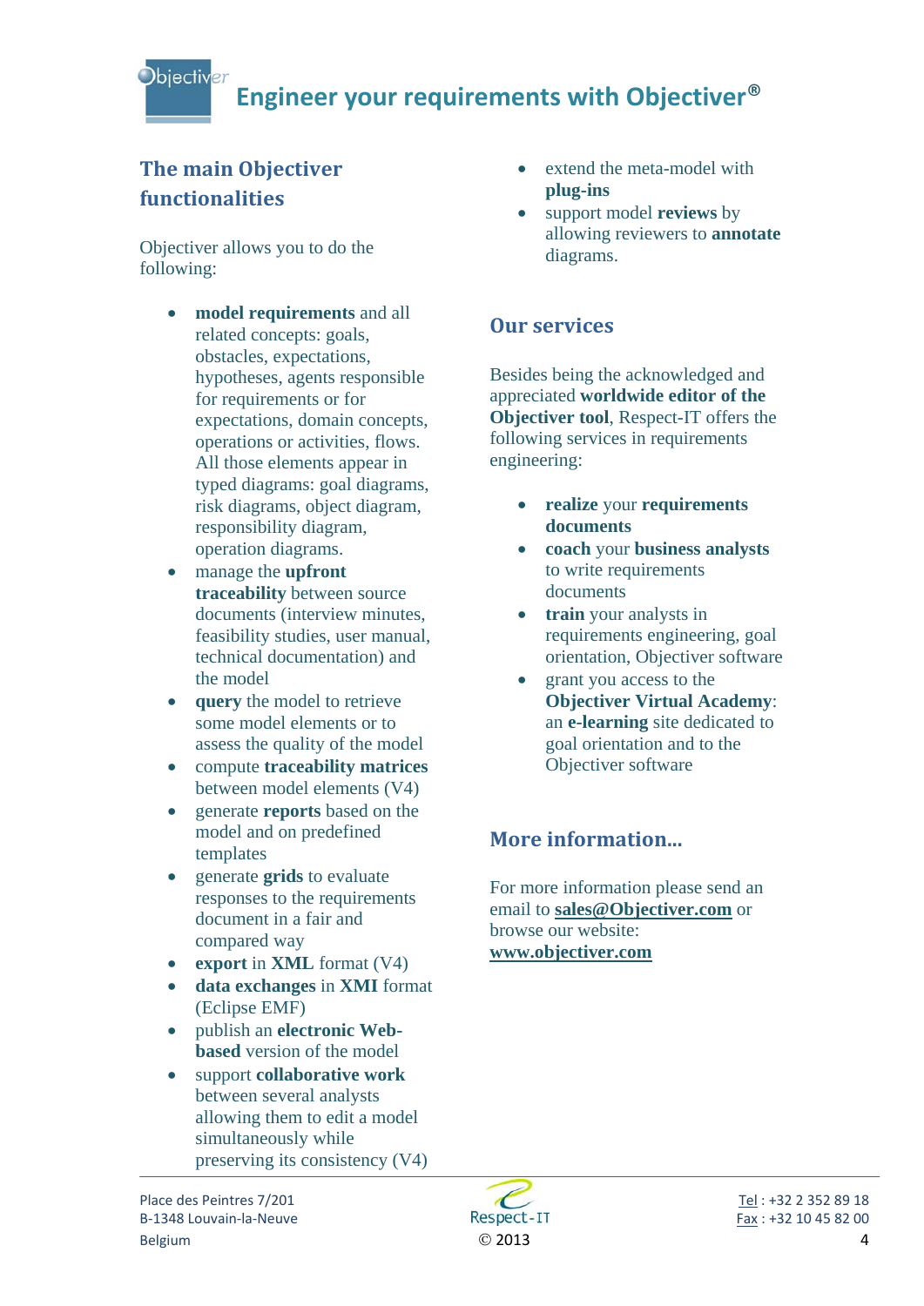# Engineer your requirements with Objectiver®

## The main Objectiver functionalities

Objectiver allows you to do the following:

- **model requirements** and all related concepts: goals, obstacles, expectations, hypotheses, agents responsible for requirements or for expectations, domain concepts, operations or activities, flows. All those elements appear in typed diagrams: goal diagrams, risk diagrams, object diagram, responsibility diagram, operation diagrams.
- manage the **upfront traceability** between source documents (interview minutes, feasibility studies, user manual, technical documentation) and the model
- **query** the model to retrieve some model elements or to assess the quality of the model
- compute **traceability matrices** between model elements (V4)
- generate **reports** based on the model and on predefined templates
- generate **grids** to evaluate responses to the requirements document in a fair and compared way
- **export** in **XML** format (V4)
- **data exchanges** in **XMI** format (Eclipse EMF)
- publish an **electronic Web-based** version of the model
- support **collaborative work** between several analysts allowing them to edit a model simultaneously while preserving its consistency (V4)
- extend the meta-model with **plug-ins**
- support model **reviews** by allowing reviewers to **annotate** diagrams.

## Our services

Besides being the acknowledged and appreciated **worldwide editor of the Objectiver tool**, Respect-IT offers the following services in requirements engineering:

- **realize** your **requirements documents**
- **coach** your **business analysts** to write requirements documents
- **train** your analysts in requirements engineering, goal orientation, Objectiver software
- grant you access to the **Objectiver Virtual Academy**: an **e-learning** site dedicated to goal orientation and to the Objectiver software

## More information...

For more information please send an email to **sales@Objectiver.com** or browse our website: **www.objectiver.com**

Place des Peintres 7/201
B-1348 Louvain-la-Neuve
Belgium

Respect-IT
© 2013

Tel : +32 2 352 89 18
Fax : +32 10 45 82 00